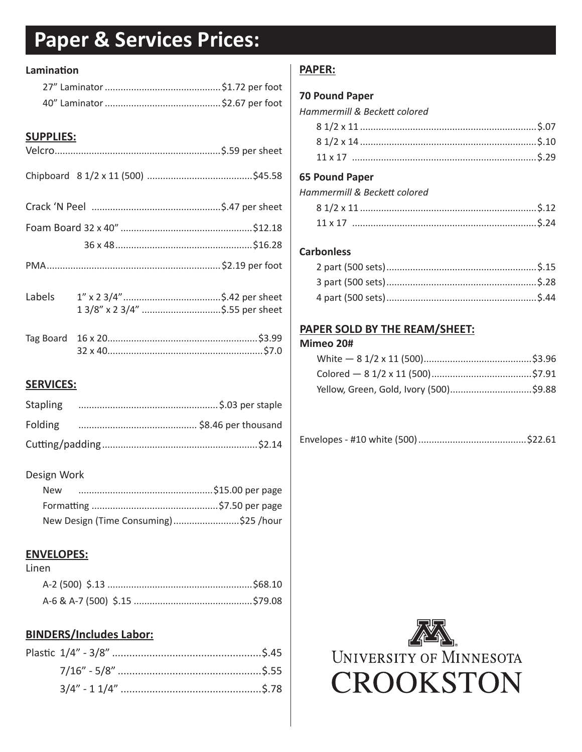# Paper & Services Prices:

**Lamination**

27" Laminator ............................................$1.72 per foot
40" Laminator ............................................$2.67 per foot

## SUPPLIES:

Velcro..............................................................$.59 per sheet

Chipboard 8 1/2 x 11 (500) ........................................$45.58

Crack 'N Peel ................................................$.47 per sheet

Foam Board 32 x 40" .................................................$12.18
36 x 48...................................................$16.28

PMA................................................................. $2.19 per foot

Labels 1" x 2 3/4".....................................$.42 per sheet
1 3/8" x 2 3/4" .............................$.55 per sheet

Tag Board 16 x 20.........................................................$3.99
32 x 40..........................................................$7.0

## SERVICES:

Stapling .....................................................$.03 per staple

Folding ............................................ $8.46 per thousand

Cutting/padding..........................................................$2.14

Design Work

New ..................................................$15.00 per page
Formatting ................................................$7.50 per page
New Design (Time Consuming).........................$25 /hour

## ENVELOPES:

Linen

A-2 (500) $.13 .......................................................$68.10
A-6 & A-7 (500) $.15 ............................................$79.08

## BINDERS/Includes Labor:

Plastic 1/4" - 3/8" ....................................................$.45
7/16" - 5/8" ..................................................$.55
3/4" - 1 1/4" .................................................$.78

## PAPER:

**70 Pound Paper**

*Hammermill & Beckett colored*

8 1/2 x 11 ..................................................................$.07
8 1/2 x 14 ..................................................................$.10
11 x 17 .....................................................................$.29

**65 Pound Paper**

*Hammermill & Beckett colored*

8 1/2 x 11 ..................................................................$.12
11 x 17 .....................................................................$.24

**Carbonless**

2 part (500 sets).........................................................$.15
3 part (500 sets).........................................................$.28
4 part (500 sets).........................................................$.44

## PAPER SOLD BY THE REAM/SHEET:

**Mimeo 20#**

White — 8 1/2 x 11 (500).........................................$3.96
Colored — 8 1/2 x 11 (500)......................................$7.91
Yellow, Green, Gold, Ivory (500)...............................$9.88

Envelopes - #10 white (500).........................................$22.61

University of Minnesota
CROOKSTON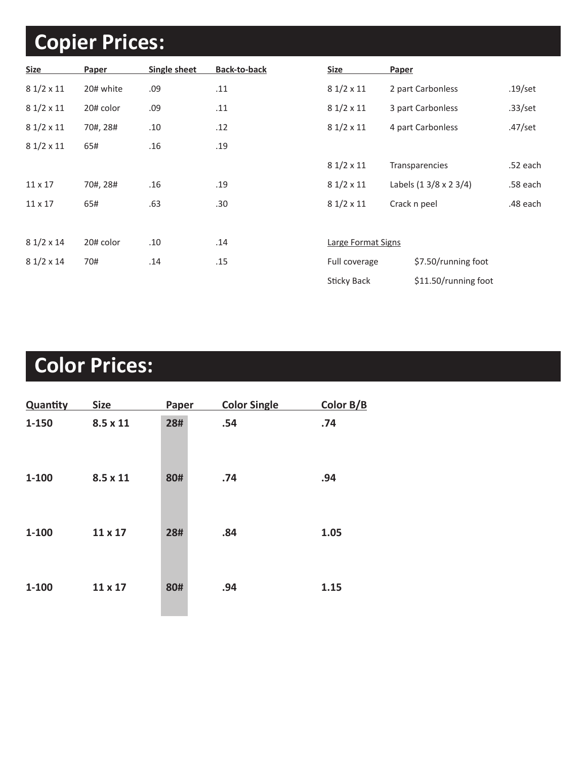# Copier Prices:

| Size | Paper | Single sheet | Back-to-back |
| --- | --- | --- | --- |
| 8 1/2 x 11 | 20# white | .09 | .11 |
| 8 1/2 x 11 | 20# color | .09 | .11 |
| 8 1/2 x 11 | 70#, 28# | .10 | .12 |
| 8 1/2 x 11 | 65# | .16 | .19 |
| 11 x 17 | 70#, 28# | .16 | .19 |
| 11 x 17 | 65# | .63 | .30 |
| 8 1/2 x 14 | 20# color | .10 | .14 |
| 8 1/2 x 14 | 70# | .14 | .15 |

| Size | Paper | |
| --- | --- | --- |
| 8 1/2 x 11 | 2 part Carbonless | .19/set |
| 8 1/2 x 11 | 3 part Carbonless | .33/set |
| 8 1/2 x 11 | 4 part Carbonless | .47/set |
| 8 1/2 x 11 | Transparencies | .52 each |
| 8 1/2 x 11 | Labels (1 3/8 x 2 3/4) | .58 each |
| 8 1/2 x 11 | Crack n peel | .48 each |

Large Format Signs

| | |
| --- | --- |
| Full coverage | $7.50/running foot |
| Sticky Back | $11.50/running foot |

# Color Prices:

| Quantity | Size | Paper | Color Single | Color B/B |
| --- | --- | --- | --- | --- |
| **1-150** | **8.5 x 11** | **28#** | **.54** | **.74** |
| **1-100** | **8.5 x 11** | **80#** | **.74** | **.94** |
| **1-100** | **11 x 17** | **28#** | **.84** | **1.05** |
| **1-100** | **11 x 17** | **80#** | **.94** | **1.15** |